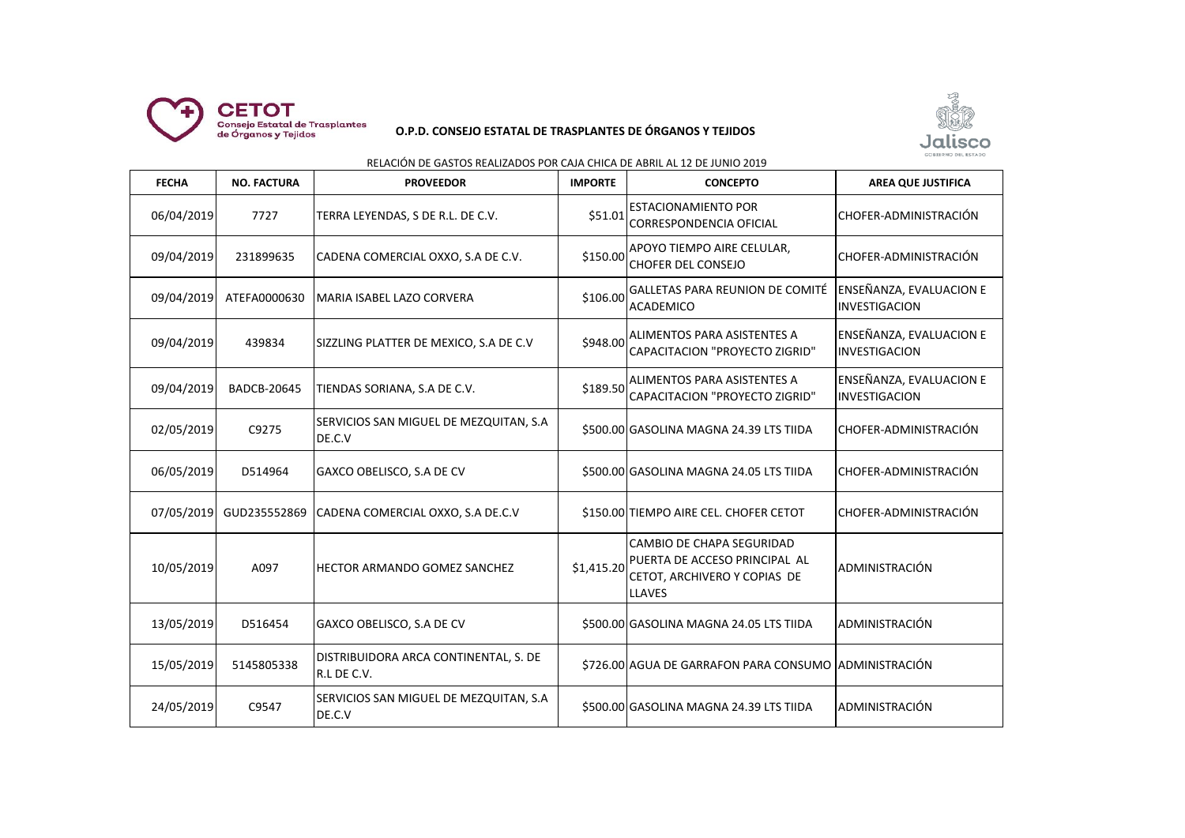**CETOT**
Consejo Estatal de Trasplantes de Órganos y Tejidos

**O.P.D. CONSEJO ESTATAL DE TRASPLANTES DE ÓRGANOS Y TEJIDOS**

Jalisco
GOBIERNO DEL ESTADO

RELACIÓN DE GASTOS REALIZADOS POR CAJA CHICA DE ABRIL AL 12 DE JUNIO 2019

| FECHA | NO. FACTURA | PROVEEDOR | IMPORTE | CONCEPTO | AREA QUE JUSTIFICA |
|---|---|---|---|---|---|
| 06/04/2019 | 7727 | TERRA LEYENDAS, S DE R.L. DE C.V. | $51.01 | ESTACIONAMIENTO POR CORRESPONDENCIA OFICIAL | CHOFER-ADMINISTRACIÓN |
| 09/04/2019 | 231899635 | CADENA COMERCIAL OXXO, S.A DE C.V. | $150.00 | APOYO TIEMPO AIRE CELULAR, CHOFER DEL CONSEJO | CHOFER-ADMINISTRACIÓN |
| 09/04/2019 | ATEFA0000630 | MARIA ISABEL LAZO CORVERA | $106.00 | GALLETAS PARA REUNION DE COMITÉ ACADEMICO | ENSEÑANZA, EVALUACION E INVESTIGACION |
| 09/04/2019 | 439834 | SIZZLING PLATTER DE MEXICO, S.A DE C.V | $948.00 | ALIMENTOS PARA ASISTENTES A CAPACITACION "PROYECTO ZIGRID" | ENSEÑANZA, EVALUACION E INVESTIGACION |
| 09/04/2019 | BADCB-20645 | TIENDAS SORIANA, S.A DE C.V. | $189.50 | ALIMENTOS PARA ASISTENTES A CAPACITACION "PROYECTO ZIGRID" | ENSEÑANZA, EVALUACION E INVESTIGACION |
| 02/05/2019 | C9275 | SERVICIOS SAN MIGUEL DE MEZQUITAN, S.A DE.C.V | $500.00 | GASOLINA MAGNA 24.39 LTS TIIDA | CHOFER-ADMINISTRACIÓN |
| 06/05/2019 | D514964 | GAXCO OBELISCO, S.A DE CV | $500.00 | GASOLINA MAGNA 24.05 LTS TIIDA | CHOFER-ADMINISTRACIÓN |
| 07/05/2019 | GUD235552869 | CADENA COMERCIAL OXXO, S.A DE.C.V | $150.00 | TIEMPO AIRE CEL. CHOFER CETOT | CHOFER-ADMINISTRACIÓN |
| 10/05/2019 | A097 | HECTOR ARMANDO GOMEZ SANCHEZ | $1,415.20 | CAMBIO DE CHAPA SEGURIDAD PUERTA DE ACCESO PRINCIPAL AL CETOT, ARCHIVERO Y COPIAS DE LLAVES | ADMINISTRACIÓN |
| 13/05/2019 | D516454 | GAXCO OBELISCO, S.A DE CV | $500.00 | GASOLINA MAGNA 24.05 LTS TIIDA | ADMINISTRACIÓN |
| 15/05/2019 | 5145805338 | DISTRIBUIDORA ARCA CONTINENTAL, S. DE R.L DE C.V. | $726.00 | AGUA DE GARRAFON PARA CONSUMO | ADMINISTRACIÓN |
| 24/05/2019 | C9547 | SERVICIOS SAN MIGUEL DE MEZQUITAN, S.A DE.C.V | $500.00 | GASOLINA MAGNA 24.39 LTS TIIDA | ADMINISTRACIÓN |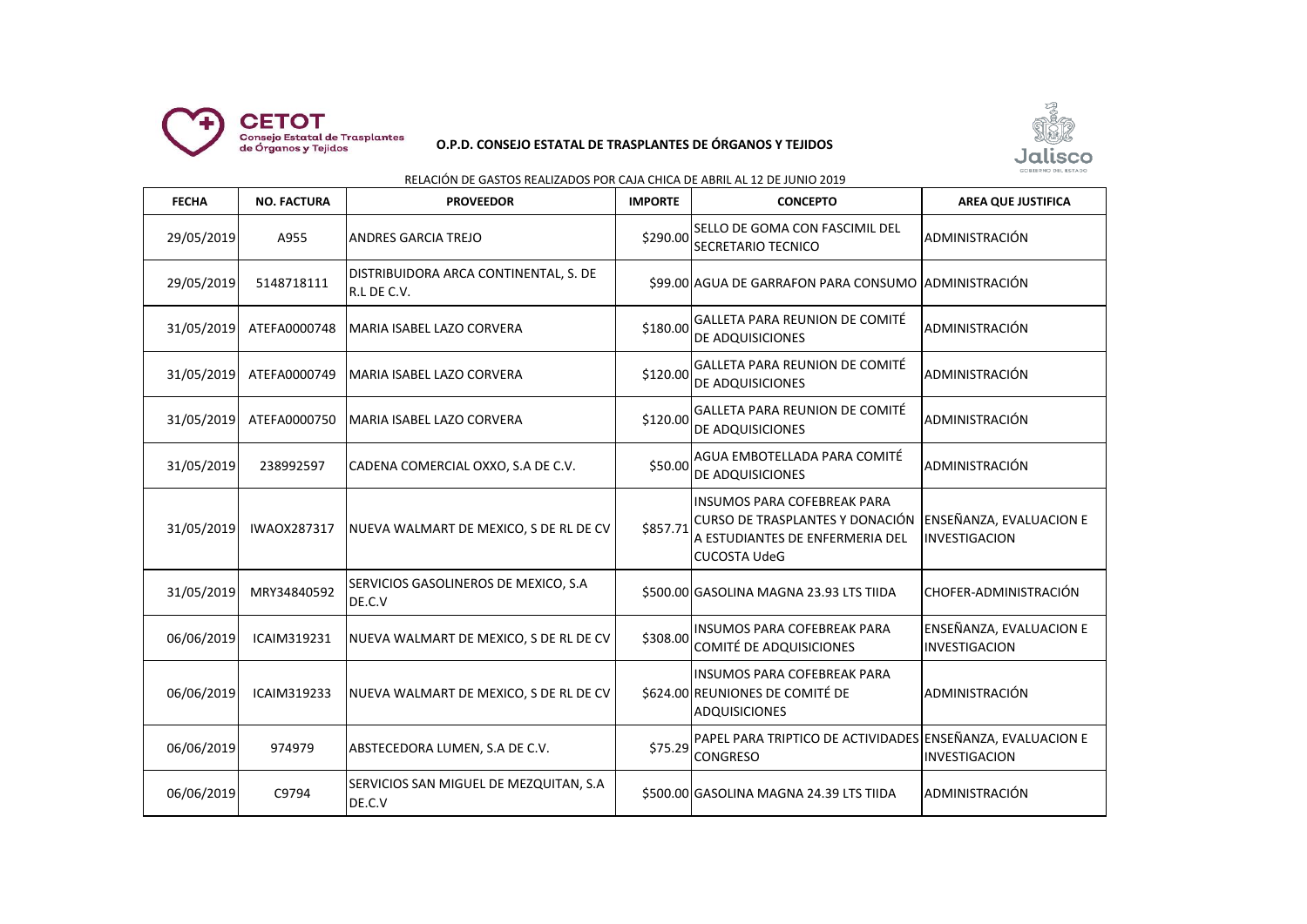**O.P.D. CONSEJO ESTATAL DE TRASPLANTES DE ÓRGANOS Y TEJIDOS**

RELACIÓN DE GASTOS REALIZADOS POR CAJA CHICA DE ABRIL AL 12 DE JUNIO 2019

| FECHA | NO. FACTURA | PROVEEDOR | IMPORTE | CONCEPTO | AREA QUE JUSTIFICA |
|---|---|---|---|---|---|
| 29/05/2019 | A955 | ANDRES GARCIA TREJO | $290.00 | SELLO DE GOMA CON FASCIMIL DEL SECRETARIO TECNICO | ADMINISTRACIÓN |
| 29/05/2019 | 5148718111 | DISTRIBUIDORA ARCA CONTINENTAL, S. DE R.L DE C.V. | $99.00 | AGUA DE GARRAFON PARA CONSUMO | ADMINISTRACIÓN |
| 31/05/2019 | ATEFA0000748 | MARIA ISABEL LAZO CORVERA | $180.00 | GALLETA PARA REUNION DE COMITÉ DE ADQUISICIONES | ADMINISTRACIÓN |
| 31/05/2019 | ATEFA0000749 | MARIA ISABEL LAZO CORVERA | $120.00 | GALLETA PARA REUNION DE COMITÉ DE ADQUISICIONES | ADMINISTRACIÓN |
| 31/05/2019 | ATEFA0000750 | MARIA ISABEL LAZO CORVERA | $120.00 | GALLETA PARA REUNION DE COMITÉ DE ADQUISICIONES | ADMINISTRACIÓN |
| 31/05/2019 | 238992597 | CADENA COMERCIAL OXXO, S.A DE C.V. | $50.00 | AGUA EMBOTELLADA PARA COMITÉ DE ADQUISICIONES | ADMINISTRACIÓN |
| 31/05/2019 | IWAOX287317 | NUEVA WALMART DE MEXICO, S DE RL DE CV | $857.71 | INSUMOS PARA COFEBREAK PARA CURSO DE TRASPLANTES Y DONACIÓN A ESTUDIANTES DE ENFERMERIA DEL CUCOSTA UdeG | ENSEÑANZA, EVALUACION E INVESTIGACION |
| 31/05/2019 | MRY34840592 | SERVICIOS GASOLINEROS DE MEXICO, S.A DE.C.V | $500.00 | GASOLINA MAGNA 23.93 LTS TIIDA | CHOFER-ADMINISTRACIÓN |
| 06/06/2019 | ICAIM319231 | NUEVA WALMART DE MEXICO, S DE RL DE CV | $308.00 | INSUMOS PARA COFEBREAK PARA COMITÉ DE ADQUISICIONES | ENSEÑANZA, EVALUACION E INVESTIGACION |
| 06/06/2019 | ICAIM319233 | NUEVA WALMART DE MEXICO, S DE RL DE CV | $624.00 | INSUMOS PARA COFEBREAK PARA REUNIONES DE COMITÉ DE ADQUISICIONES | ADMINISTRACIÓN |
| 06/06/2019 | 974979 | ABSTECEDORA LUMEN, S.A DE C.V. | $75.29 | PAPEL PARA TRIPTICO DE ACTIVIDADES CONGRESO | ENSEÑANZA, EVALUACION E INVESTIGACION |
| 06/06/2019 | C9794 | SERVICIOS SAN MIGUEL DE MEZQUITAN, S.A DE.C.V | $500.00 | GASOLINA MAGNA 24.39 LTS TIIDA | ADMINISTRACIÓN |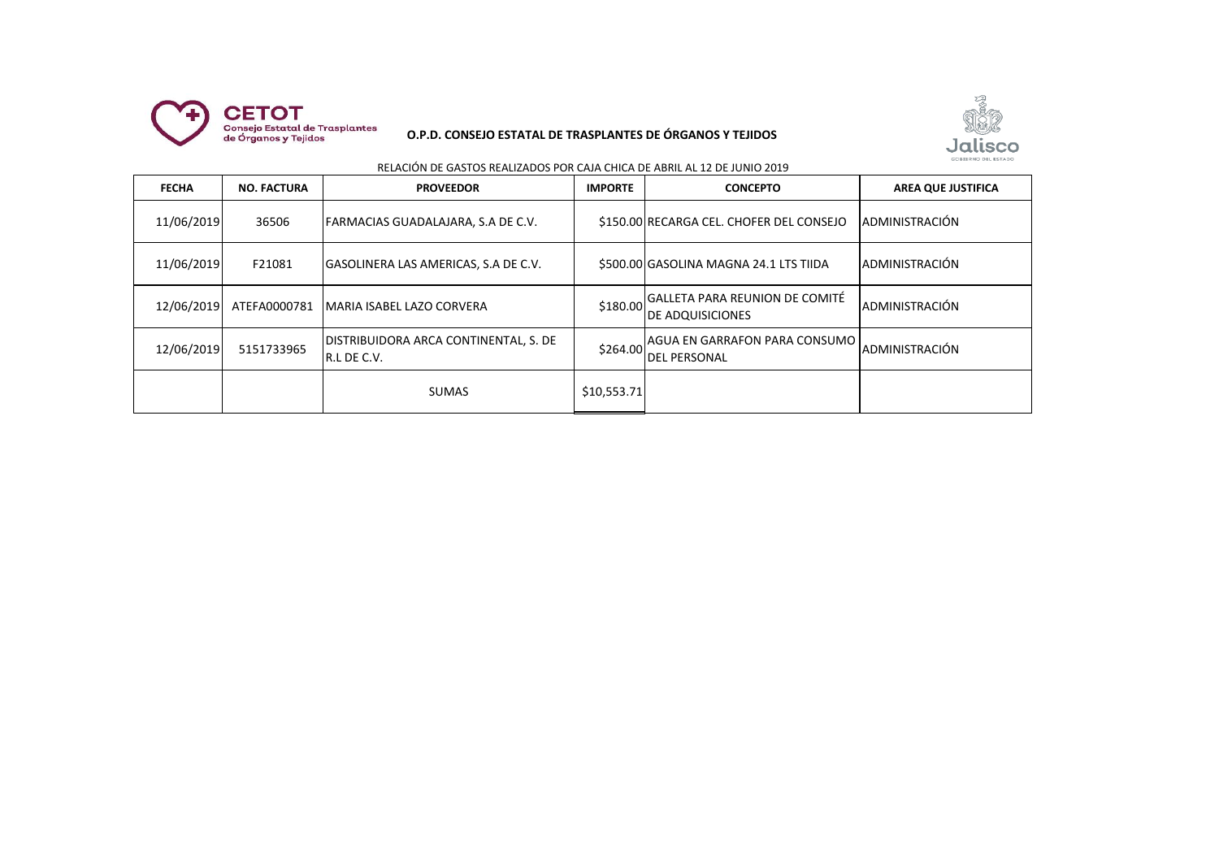**CETOT** Consejo Estatal de Trasplantes de Órganos y Tejidos

**O.P.D. CONSEJO ESTATAL DE TRASPLANTES DE ÓRGANOS Y TEJIDOS**

Jalisco GOBIERNO DEL ESTADO

RELACIÓN DE GASTOS REALIZADOS POR CAJA CHICA DE ABRIL AL 12 DE JUNIO 2019

| FECHA | NO. FACTURA | PROVEEDOR | IMPORTE | CONCEPTO | AREA QUE JUSTIFICA |
|---|---|---|---|---|---|
| 11/06/2019 | 36506 | FARMACIAS GUADALAJARA, S.A DE C.V. | $150.00 | RECARGA CEL. CHOFER DEL CONSEJO | ADMINISTRACIÓN |
| 11/06/2019 | F21081 | GASOLINERA LAS AMERICAS, S.A DE C.V. | $500.00 | GASOLINA MAGNA 24.1 LTS TIIDA | ADMINISTRACIÓN |
| 12/06/2019 | ATEFA0000781 | MARIA ISABEL LAZO CORVERA | $180.00 | GALLETA PARA REUNION DE COMITÉ DE ADQUISICIONES | ADMINISTRACIÓN |
| 12/06/2019 | 5151733965 | DISTRIBUIDORA ARCA CONTINENTAL, S. DE R.L DE C.V. | $264.00 | AGUA EN GARRAFON PARA CONSUMO DEL PERSONAL | ADMINISTRACIÓN |
| | | SUMAS | $10,553.71 | | |